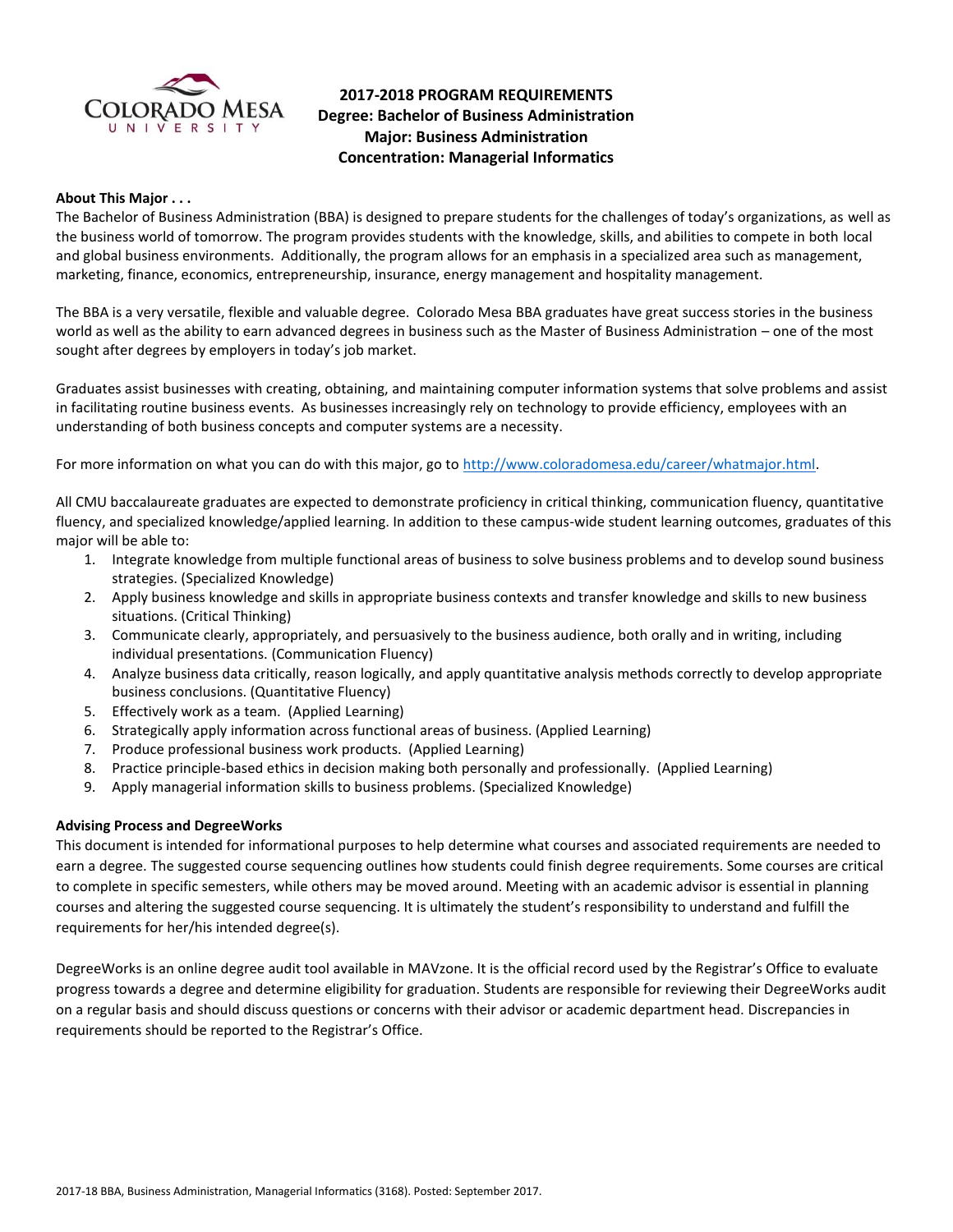# 2017-2018 PROGRAM REQUIREMENTS
## Degree: Bachelor of Business Administration
## Major: Business Administration
## Concentration: Managerial Informatics

**About This Major . . .**

The Bachelor of Business Administration (BBA) is designed to prepare students for the challenges of today's organizations, as well as the business world of tomorrow. The program provides students with the knowledge, skills, and abilities to compete in both local and global business environments. Additionally, the program allows for an emphasis in a specialized area such as management, marketing, finance, economics, entrepreneurship, insurance, energy management and hospitality management.

The BBA is a very versatile, flexible and valuable degree. Colorado Mesa BBA graduates have great success stories in the business world as well as the ability to earn advanced degrees in business such as the Master of Business Administration – one of the most sought after degrees by employers in today's job market.

Graduates assist businesses with creating, obtaining, and maintaining computer information systems that solve problems and assist in facilitating routine business events. As businesses increasingly rely on technology to provide efficiency, employees with an understanding of both business concepts and computer systems are a necessity.

For more information on what you can do with this major, go to http://www.coloradomesa.edu/career/whatmajor.html.

All CMU baccalaureate graduates are expected to demonstrate proficiency in critical thinking, communication fluency, quantitative fluency, and specialized knowledge/applied learning. In addition to these campus-wide student learning outcomes, graduates of this major will be able to:

1. Integrate knowledge from multiple functional areas of business to solve business problems and to develop sound business strategies. (Specialized Knowledge)
2. Apply business knowledge and skills in appropriate business contexts and transfer knowledge and skills to new business situations. (Critical Thinking)
3. Communicate clearly, appropriately, and persuasively to the business audience, both orally and in writing, including individual presentations. (Communication Fluency)
4. Analyze business data critically, reason logically, and apply quantitative analysis methods correctly to develop appropriate business conclusions. (Quantitative Fluency)
5. Effectively work as a team. (Applied Learning)
6. Strategically apply information across functional areas of business. (Applied Learning)
7. Produce professional business work products. (Applied Learning)
8. Practice principle-based ethics in decision making both personally and professionally. (Applied Learning)
9. Apply managerial information skills to business problems. (Specialized Knowledge)

**Advising Process and DegreeWorks**

This document is intended for informational purposes to help determine what courses and associated requirements are needed to earn a degree. The suggested course sequencing outlines how students could finish degree requirements. Some courses are critical to complete in specific semesters, while others may be moved around. Meeting with an academic advisor is essential in planning courses and altering the suggested course sequencing. It is ultimately the student's responsibility to understand and fulfill the requirements for her/his intended degree(s).

DegreeWorks is an online degree audit tool available in MAVzone. It is the official record used by the Registrar's Office to evaluate progress towards a degree and determine eligibility for graduation. Students are responsible for reviewing their DegreeWorks audit on a regular basis and should discuss questions or concerns with their advisor or academic department head. Discrepancies in requirements should be reported to the Registrar's Office.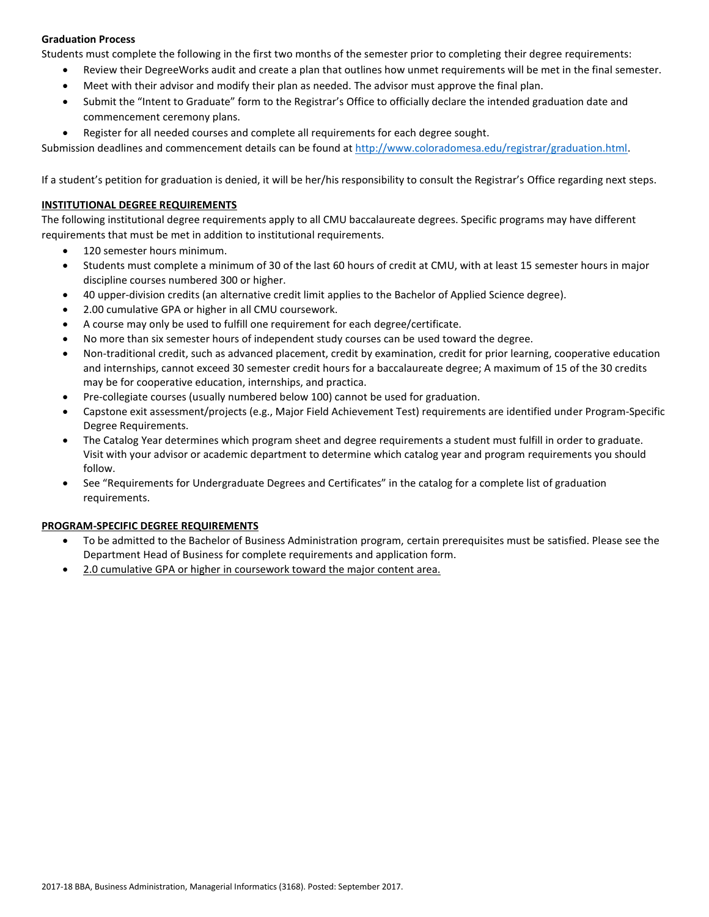**Graduation Process**

Students must complete the following in the first two months of the semester prior to completing their degree requirements:

- Review their DegreeWorks audit and create a plan that outlines how unmet requirements will be met in the final semester.
- Meet with their advisor and modify their plan as needed. The advisor must approve the final plan.
- Submit the "Intent to Graduate" form to the Registrar's Office to officially declare the intended graduation date and commencement ceremony plans.
- Register for all needed courses and complete all requirements for each degree sought.

Submission deadlines and commencement details can be found at [http://www.coloradomesa.edu/registrar/graduation.html](http://www.coloradomesa.edu/registrar/graduation.html).

If a student's petition for graduation is denied, it will be her/his responsibility to consult the Registrar's Office regarding next steps.

## INSTITUTIONAL DEGREE REQUIREMENTS

The following institutional degree requirements apply to all CMU baccalaureate degrees. Specific programs may have different requirements that must be met in addition to institutional requirements.

- 120 semester hours minimum.
- Students must complete a minimum of 30 of the last 60 hours of credit at CMU, with at least 15 semester hours in major discipline courses numbered 300 or higher.
- 40 upper-division credits (an alternative credit limit applies to the Bachelor of Applied Science degree).
- 2.00 cumulative GPA or higher in all CMU coursework.
- A course may only be used to fulfill one requirement for each degree/certificate.
- No more than six semester hours of independent study courses can be used toward the degree.
- Non-traditional credit, such as advanced placement, credit by examination, credit for prior learning, cooperative education and internships, cannot exceed 30 semester credit hours for a baccalaureate degree; A maximum of 15 of the 30 credits may be for cooperative education, internships, and practica.
- Pre-collegiate courses (usually numbered below 100) cannot be used for graduation.
- Capstone exit assessment/projects (e.g., Major Field Achievement Test) requirements are identified under Program-Specific Degree Requirements.
- The Catalog Year determines which program sheet and degree requirements a student must fulfill in order to graduate. Visit with your advisor or academic department to determine which catalog year and program requirements you should follow.
- See "Requirements for Undergraduate Degrees and Certificates" in the catalog for a complete list of graduation requirements.

## PROGRAM-SPECIFIC DEGREE REQUIREMENTS

- To be admitted to the Bachelor of Business Administration program, certain prerequisites must be satisfied. Please see the Department Head of Business for complete requirements and application form.
- 2.0 cumulative GPA or higher in coursework toward the major content area.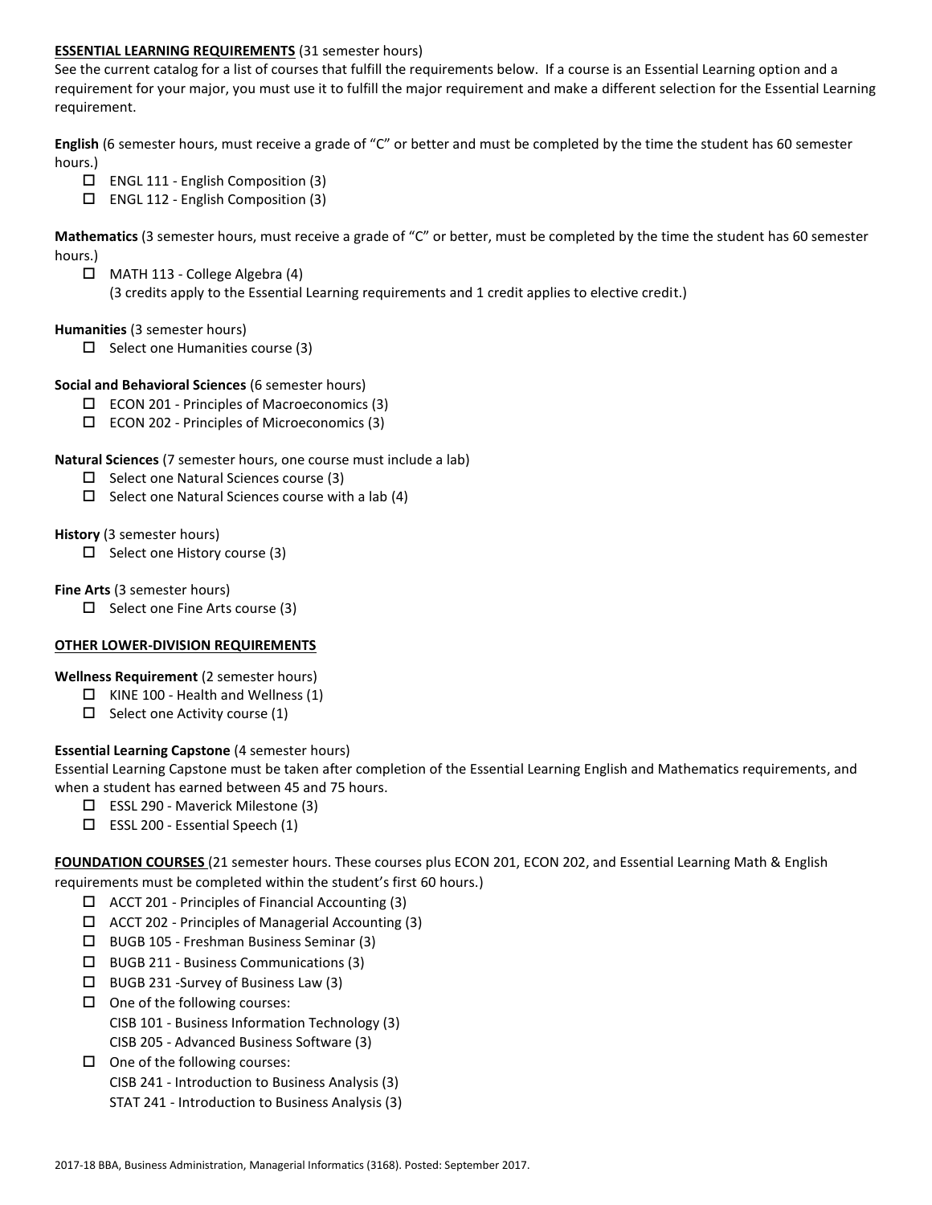**ESSENTIAL LEARNING REQUIREMENTS** (31 semester hours)

See the current catalog for a list of courses that fulfill the requirements below. If a course is an Essential Learning option and a requirement for your major, you must use it to fulfill the major requirement and make a different selection for the Essential Learning requirement.

**English** (6 semester hours, must receive a grade of "C" or better and must be completed by the time the student has 60 semester hours.)

- ☐ ENGL 111 - English Composition (3)
- ☐ ENGL 112 - English Composition (3)

**Mathematics** (3 semester hours, must receive a grade of "C" or better, must be completed by the time the student has 60 semester hours.)

- ☐ MATH 113 - College Algebra (4)
  (3 credits apply to the Essential Learning requirements and 1 credit applies to elective credit.)

**Humanities** (3 semester hours)

- ☐ Select one Humanities course (3)

**Social and Behavioral Sciences** (6 semester hours)

- ☐ ECON 201 - Principles of Macroeconomics (3)
- ☐ ECON 202 - Principles of Microeconomics (3)

**Natural Sciences** (7 semester hours, one course must include a lab)

- ☐ Select one Natural Sciences course (3)
- ☐ Select one Natural Sciences course with a lab (4)

**History** (3 semester hours)

- ☐ Select one History course (3)

**Fine Arts** (3 semester hours)

- ☐ Select one Fine Arts course (3)

**OTHER LOWER-DIVISION REQUIREMENTS**

**Wellness Requirement** (2 semester hours)

- ☐ KINE 100 - Health and Wellness (1)
- ☐ Select one Activity course (1)

**Essential Learning Capstone** (4 semester hours)

Essential Learning Capstone must be taken after completion of the Essential Learning English and Mathematics requirements, and when a student has earned between 45 and 75 hours.

- ☐ ESSL 290 - Maverick Milestone (3)
- ☐ ESSL 200 - Essential Speech (1)

**FOUNDATION COURSES** (21 semester hours. These courses plus ECON 201, ECON 202, and Essential Learning Math & English requirements must be completed within the student's first 60 hours.)

- ☐ ACCT 201 - Principles of Financial Accounting (3)
- ☐ ACCT 202 - Principles of Managerial Accounting (3)
- ☐ BUGB 105 - Freshman Business Seminar (3)
- ☐ BUGB 211 - Business Communications (3)
- ☐ BUGB 231 -Survey of Business Law (3)
- ☐ One of the following courses:
  CISB 101 - Business Information Technology (3)
  CISB 205 - Advanced Business Software (3)
- ☐ One of the following courses:
  CISB 241 - Introduction to Business Analysis (3)
  STAT 241 - Introduction to Business Analysis (3)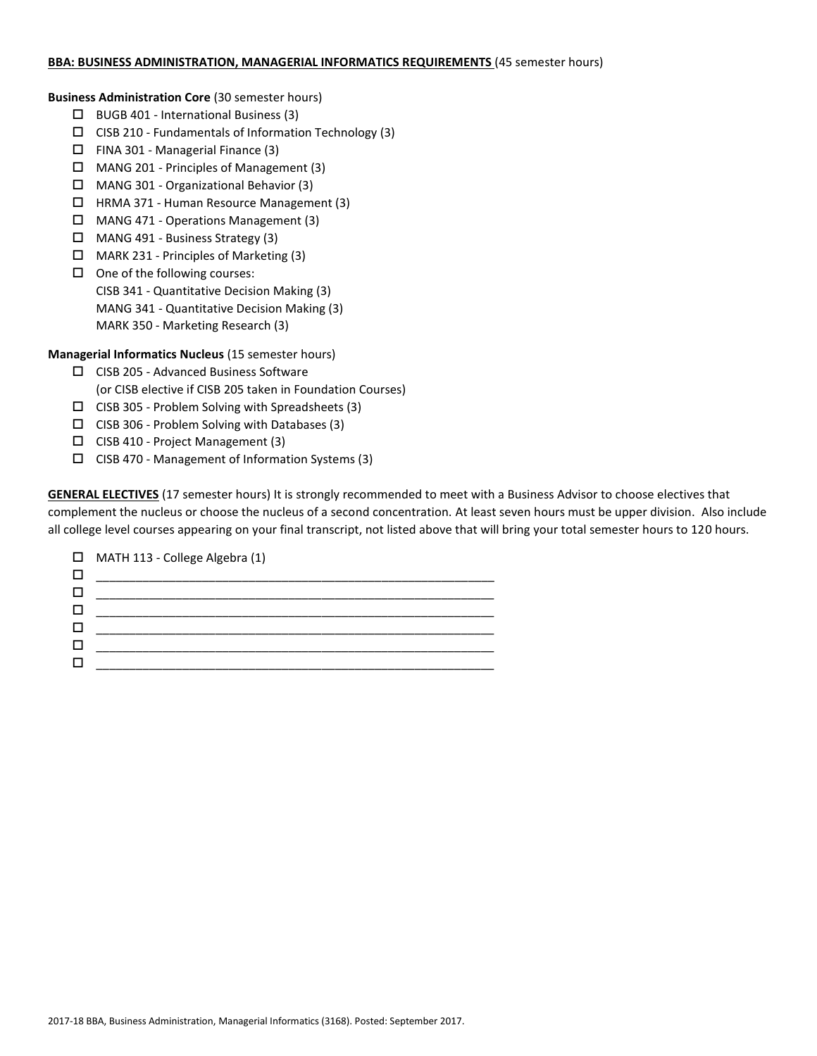**BBA: BUSINESS ADMINISTRATION, MANAGERIAL INFORMATICS REQUIREMENTS** (45 semester hours)

**Business Administration Core** (30 semester hours)

- ☐ BUGB 401 - International Business (3)
- ☐ CISB 210 - Fundamentals of Information Technology (3)
- ☐ FINA 301 - Managerial Finance (3)
- ☐ MANG 201 - Principles of Management (3)
- ☐ MANG 301 - Organizational Behavior (3)
- ☐ HRMA 371 - Human Resource Management (3)
- ☐ MANG 471 - Operations Management (3)
- ☐ MANG 491 - Business Strategy (3)
- ☐ MARK 231 - Principles of Marketing (3)
- ☐ One of the following courses:
  CISB 341 - Quantitative Decision Making (3)
  MANG 341 - Quantitative Decision Making (3)
  MARK 350 - Marketing Research (3)

**Managerial Informatics Nucleus** (15 semester hours)

- ☐ CISB 205 - Advanced Business Software
  (or CISB elective if CISB 205 taken in Foundation Courses)
- ☐ CISB 305 - Problem Solving with Spreadsheets (3)
- ☐ CISB 306 - Problem Solving with Databases (3)
- ☐ CISB 410 - Project Management (3)
- ☐ CISB 470 - Management of Information Systems (3)

**GENERAL ELECTIVES** (17 semester hours) It is strongly recommended to meet with a Business Advisor to choose electives that complement the nucleus or choose the nucleus of a second concentration. At least seven hours must be upper division. Also include all college level courses appearing on your final transcript, not listed above that will bring your total semester hours to 120 hours.

- ☐ MATH 113 - College Algebra (1)
- ☐ ____________________________________________
- ☐ ____________________________________________
- ☐ ____________________________________________
- ☐ ____________________________________________
- ☐ ____________________________________________
- ☐ ____________________________________________

2017-18 BBA, Business Administration, Managerial Informatics (3168). Posted: September 2017.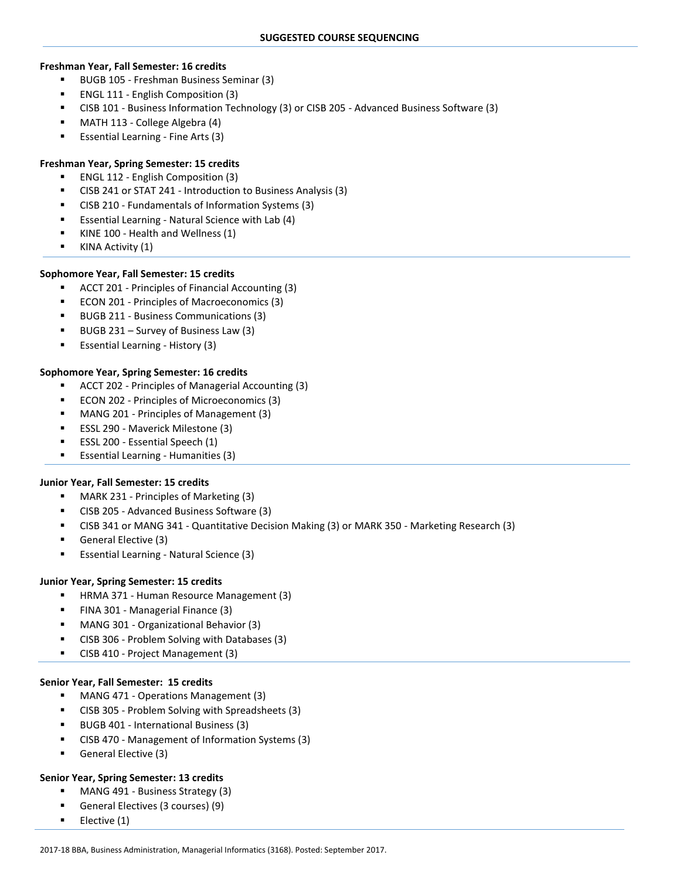## SUGGESTED COURSE SEQUENCING

**Freshman Year, Fall Semester: 16 credits**

- BUGB 105 - Freshman Business Seminar (3)
- ENGL 111 - English Composition (3)
- CISB 101 - Business Information Technology (3) or CISB 205 - Advanced Business Software (3)
- MATH 113 - College Algebra (4)
- Essential Learning - Fine Arts (3)

**Freshman Year, Spring Semester: 15 credits**

- ENGL 112 - English Composition (3)
- CISB 241 or STAT 241 - Introduction to Business Analysis (3)
- CISB 210 - Fundamentals of Information Systems (3)
- Essential Learning - Natural Science with Lab (4)
- KINE 100 - Health and Wellness (1)
- KINA Activity (1)

**Sophomore Year, Fall Semester: 15 credits**

- ACCT 201 - Principles of Financial Accounting (3)
- ECON 201 - Principles of Macroeconomics (3)
- BUGB 211 - Business Communications (3)
- BUGB 231 – Survey of Business Law (3)
- Essential Learning - History (3)

**Sophomore Year, Spring Semester: 16 credits**

- ACCT 202 - Principles of Managerial Accounting (3)
- ECON 202 - Principles of Microeconomics (3)
- MANG 201 - Principles of Management (3)
- ESSL 290 - Maverick Milestone (3)
- ESSL 200 - Essential Speech (1)
- Essential Learning - Humanities (3)

**Junior Year, Fall Semester: 15 credits**

- MARK 231 - Principles of Marketing (3)
- CISB 205 - Advanced Business Software (3)
- CISB 341 or MANG 341 - Quantitative Decision Making (3) or MARK 350 - Marketing Research (3)
- General Elective (3)
- Essential Learning - Natural Science (3)

**Junior Year, Spring Semester: 15 credits**

- HRMA 371 - Human Resource Management (3)
- FINA 301 - Managerial Finance (3)
- MANG 301 - Organizational Behavior (3)
- CISB 306 - Problem Solving with Databases (3)
- CISB 410 - Project Management (3)

**Senior Year, Fall Semester: 15 credits**

- MANG 471 - Operations Management (3)
- CISB 305 - Problem Solving with Spreadsheets (3)
- BUGB 401 - International Business (3)
- CISB 470 - Management of Information Systems (3)
- General Elective (3)

**Senior Year, Spring Semester: 13 credits**

- MANG 491 - Business Strategy (3)
- General Electives (3 courses) (9)
- Elective (1)

2017-18 BBA, Business Administration, Managerial Informatics (3168). Posted: September 2017.